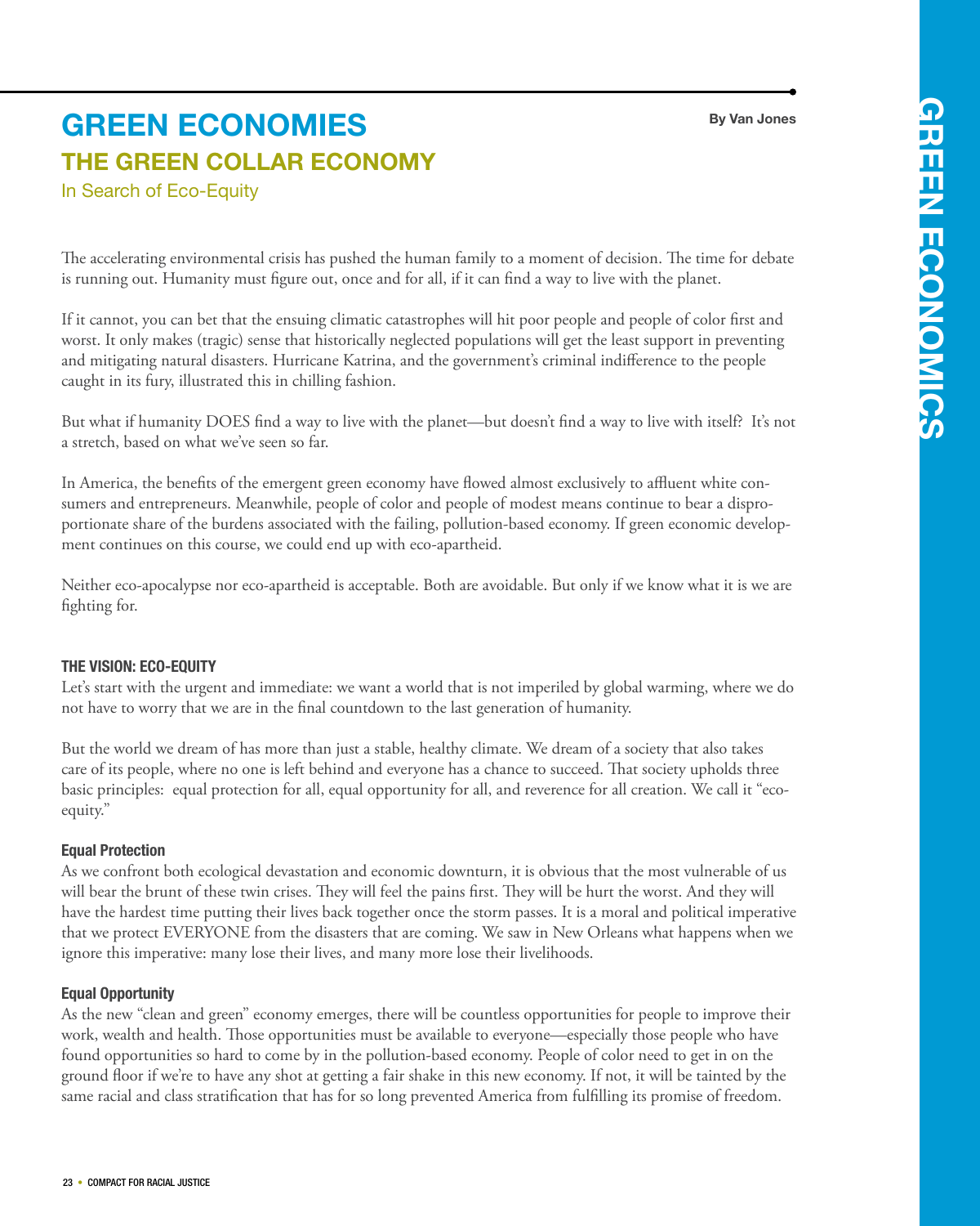# GREEN ECONOMIES

## THE GREEN COLLAR ECONOMY

In Search of Eco-Equity

**By Van Jones**

The accelerating environmental crisis has pushed the human family to a moment of decision. The time for debate is running out. Humanity must figure out, once and for all, if it can find a way to live with the planet.

If it cannot, you can bet that the ensuing climatic catastrophes will hit poor people and people of color first and worst. It only makes (tragic) sense that historically neglected populations will get the least support in preventing and mitigating natural disasters. Hurricane Katrina, and the government's criminal indifference to the people caught in its fury, illustrated this in chilling fashion.

But what if humanity DOES find a way to live with the planet—but doesn't find a way to live with itself? It's not a stretch, based on what we've seen so far.

In America, the benefits of the emergent green economy have flowed almost exclusively to affluent white consumers and entrepreneurs. Meanwhile, people of color and people of modest means continue to bear a disproportionate share of the burdens associated with the failing, pollution-based economy. If green economic development continues on this course, we could end up with eco-apartheid.

Neither eco-apocalypse nor eco-apartheid is acceptable. Both are avoidable. But only if we know what it is we are fighting for.

### THE VISION: ECO-EQUITY

Let's start with the urgent and immediate: we want a world that is not imperiled by global warming, where we do not have to worry that we are in the final countdown to the last generation of humanity.

But the world we dream of has more than just a stable, healthy climate. We dream of a society that also takes care of its people, where no one is left behind and everyone has a chance to succeed. That society upholds three basic principles: equal protection for all, equal opportunity for all, and reverence for all creation. We call it "eco-equity."

#### Equal Protection

As we confront both ecological devastation and economic downturn, it is obvious that the most vulnerable of us will bear the brunt of these twin crises. They will feel the pains first. They will be hurt the worst. And they will have the hardest time putting their lives back together once the storm passes. It is a moral and political imperative that we protect EVERYONE from the disasters that are coming. We saw in New Orleans what happens when we ignore this imperative: many lose their lives, and many more lose their livelihoods.

#### Equal Opportunity

As the new "clean and green" economy emerges, there will be countless opportunities for people to improve their work, wealth and health. Those opportunities must be available to everyone—especially those people who have found opportunities so hard to come by in the pollution-based economy. People of color need to get in on the ground floor if we're to have any shot at getting a fair shake in this new economy. If not, it will be tainted by the same racial and class stratification that has for so long prevented America from fulfilling its promise of freedom.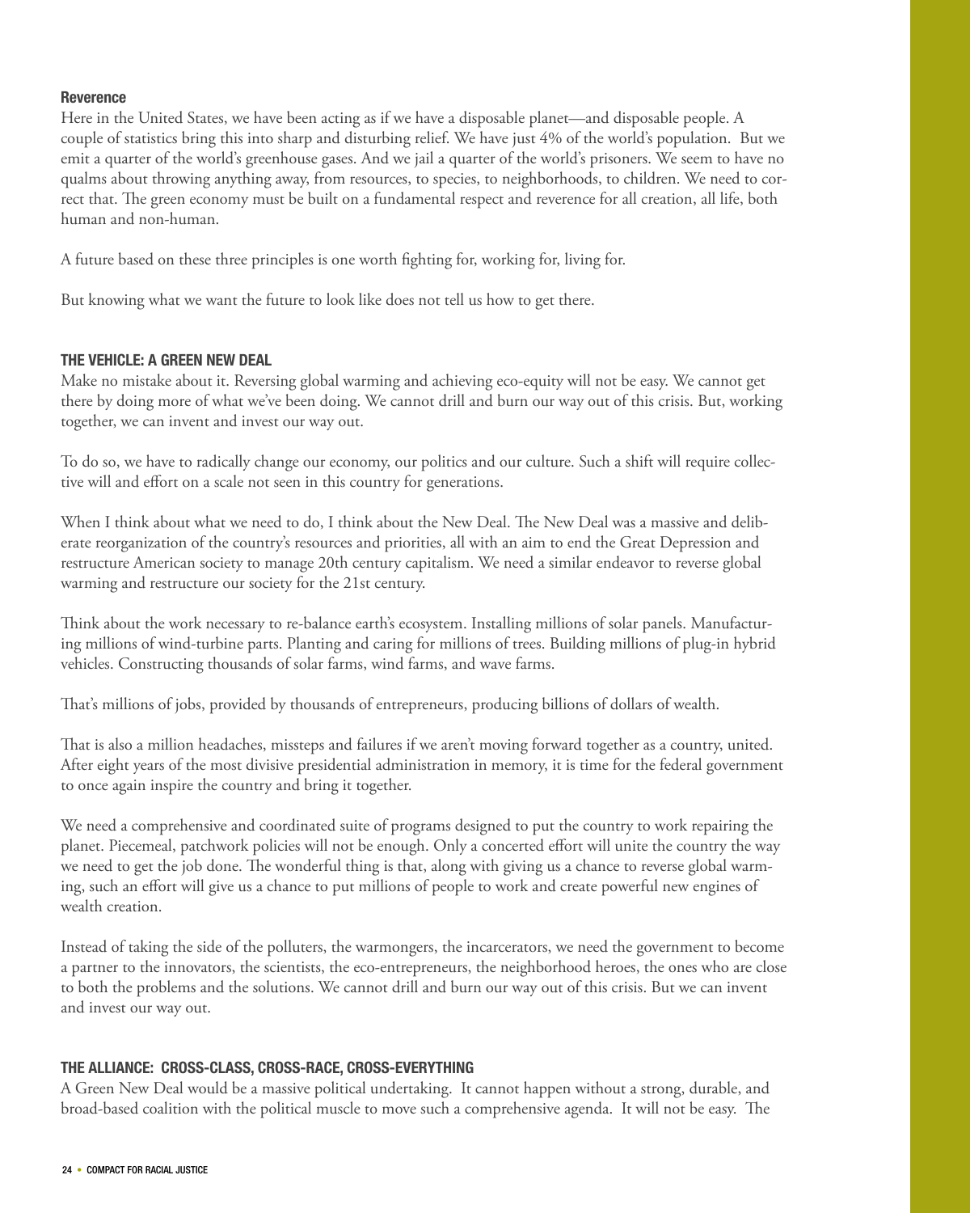**Reverence**

Here in the United States, we have been acting as if we have a disposable planet—and disposable people. A couple of statistics bring this into sharp and disturbing relief. We have just 4% of the world's population. But we emit a quarter of the world's greenhouse gases. And we jail a quarter of the world's prisoners. We seem to have no qualms about throwing anything away, from resources, to species, to neighborhoods, to children. We need to correct that. The green economy must be built on a fundamental respect and reverence for all creation, all life, both human and non-human.

A future based on these three principles is one worth fighting for, working for, living for.

But knowing what we want the future to look like does not tell us how to get there.

## THE VEHICLE: A GREEN NEW DEAL

Make no mistake about it. Reversing global warming and achieving eco-equity will not be easy. We cannot get there by doing more of what we've been doing. We cannot drill and burn our way out of this crisis. But, working together, we can invent and invest our way out.

To do so, we have to radically change our economy, our politics and our culture. Such a shift will require collective will and effort on a scale not seen in this country for generations.

When I think about what we need to do, I think about the New Deal. The New Deal was a massive and deliberate reorganization of the country's resources and priorities, all with an aim to end the Great Depression and restructure American society to manage 20th century capitalism. We need a similar endeavor to reverse global warming and restructure our society for the 21st century.

Think about the work necessary to re-balance earth's ecosystem. Installing millions of solar panels. Manufacturing millions of wind-turbine parts. Planting and caring for millions of trees. Building millions of plug-in hybrid vehicles. Constructing thousands of solar farms, wind farms, and wave farms.

That's millions of jobs, provided by thousands of entrepreneurs, producing billions of dollars of wealth.

That is also a million headaches, missteps and failures if we aren't moving forward together as a country, united. After eight years of the most divisive presidential administration in memory, it is time for the federal government to once again inspire the country and bring it together.

We need a comprehensive and coordinated suite of programs designed to put the country to work repairing the planet. Piecemeal, patchwork policies will not be enough. Only a concerted effort will unite the country the way we need to get the job done. The wonderful thing is that, along with giving us a chance to reverse global warming, such an effort will give us a chance to put millions of people to work and create powerful new engines of wealth creation.

Instead of taking the side of the polluters, the warmongers, the incarcerators, we need the government to become a partner to the innovators, the scientists, the eco-entrepreneurs, the neighborhood heroes, the ones who are close to both the problems and the solutions. We cannot drill and burn our way out of this crisis. But we can invent and invest our way out.

## THE ALLIANCE: CROSS-CLASS, CROSS-RACE, CROSS-EVERYTHING

A Green New Deal would be a massive political undertaking. It cannot happen without a strong, durable, and broad-based coalition with the political muscle to move such a comprehensive agenda. It will not be easy. The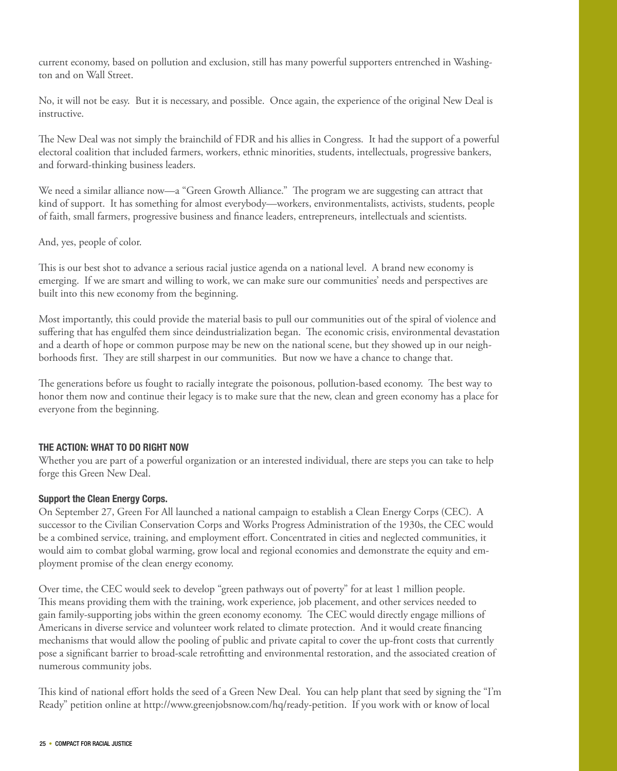current economy, based on pollution and exclusion, still has many powerful supporters entrenched in Washington and on Wall Street.

No, it will not be easy. But it is necessary, and possible. Once again, the experience of the original New Deal is instructive.

The New Deal was not simply the brainchild of FDR and his allies in Congress. It had the support of a powerful electoral coalition that included farmers, workers, ethnic minorities, students, intellectuals, progressive bankers, and forward-thinking business leaders.

We need a similar alliance now—a "Green Growth Alliance." The program we are suggesting can attract that kind of support. It has something for almost everybody—workers, environmentalists, activists, students, people of faith, small farmers, progressive business and finance leaders, entrepreneurs, intellectuals and scientists.

And, yes, people of color.

This is our best shot to advance a serious racial justice agenda on a national level. A brand new economy is emerging. If we are smart and willing to work, we can make sure our communities' needs and perspectives are built into this new economy from the beginning.

Most importantly, this could provide the material basis to pull our communities out of the spiral of violence and suffering that has engulfed them since deindustrialization began. The economic crisis, environmental devastation and a dearth of hope or common purpose may be new on the national scene, but they showed up in our neighborhoods first. They are still sharpest in our communities. But now we have a chance to change that.

The generations before us fought to racially integrate the poisonous, pollution-based economy. The best way to honor them now and continue their legacy is to make sure that the new, clean and green economy has a place for everyone from the beginning.

## THE ACTION: WHAT TO DO RIGHT NOW

Whether you are part of a powerful organization or an interested individual, there are steps you can take to help forge this Green New Deal.

### Support the Clean Energy Corps.

On September 27, Green For All launched a national campaign to establish a Clean Energy Corps (CEC). A successor to the Civilian Conservation Corps and Works Progress Administration of the 1930s, the CEC would be a combined service, training, and employment effort. Concentrated in cities and neglected communities, it would aim to combat global warming, grow local and regional economies and demonstrate the equity and employment promise of the clean energy economy.

Over time, the CEC would seek to develop "green pathways out of poverty" for at least 1 million people. This means providing them with the training, work experience, job placement, and other services needed to gain family-supporting jobs within the green economy economy. The CEC would directly engage millions of Americans in diverse service and volunteer work related to climate protection. And it would create financing mechanisms that would allow the pooling of public and private capital to cover the up-front costs that currently pose a significant barrier to broad-scale retrofitting and environmental restoration, and the associated creation of numerous community jobs.

This kind of national effort holds the seed of a Green New Deal. You can help plant that seed by signing the "I'm Ready" petition online at http://www.greenjobsnow.com/hq/ready-petition. If you work with or know of local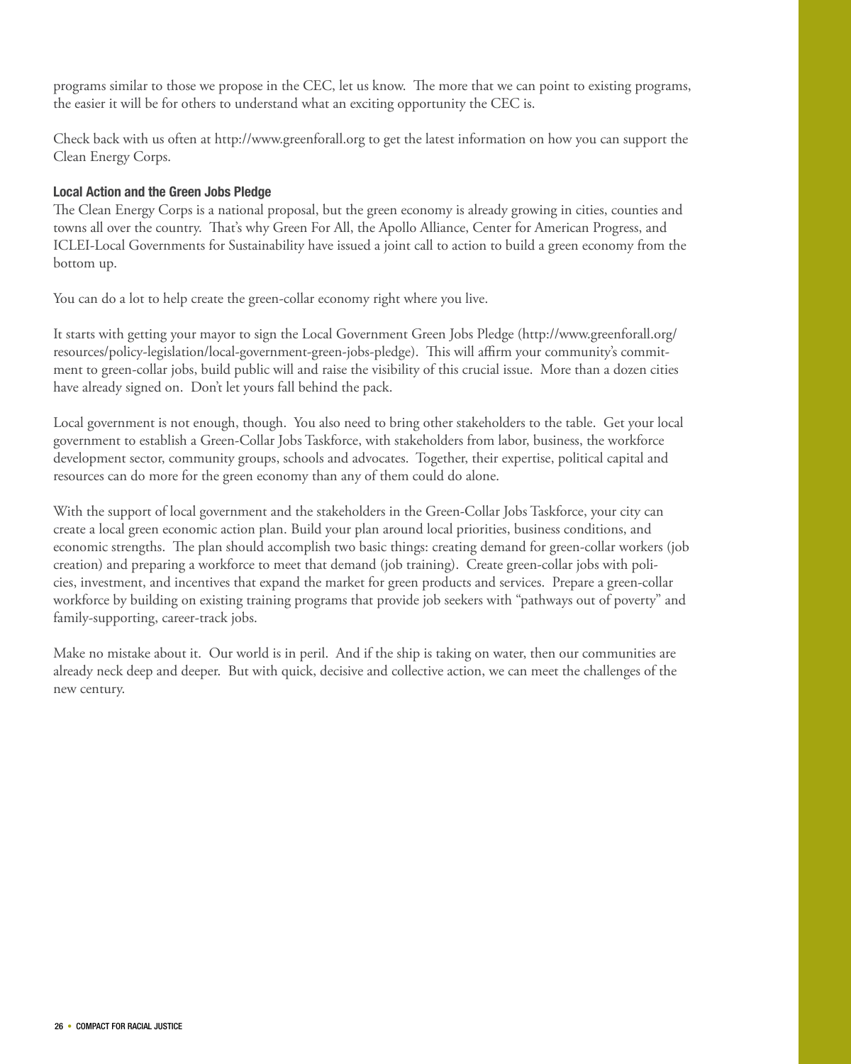programs similar to those we propose in the CEC, let us know. The more that we can point to existing programs, the easier it will be for others to understand what an exciting opportunity the CEC is.

Check back with us often at http://www.greenforall.org to get the latest information on how you can support the Clean Energy Corps.

### Local Action and the Green Jobs Pledge

The Clean Energy Corps is a national proposal, but the green economy is already growing in cities, counties and towns all over the country. That's why Green For All, the Apollo Alliance, Center for American Progress, and ICLEI-Local Governments for Sustainability have issued a joint call to action to build a green economy from the bottom up.

You can do a lot to help create the green-collar economy right where you live.

It starts with getting your mayor to sign the Local Government Green Jobs Pledge (http://www.greenforall.org/resources/policy-legislation/local-government-green-jobs-pledge). This will affirm your community's commitment to green-collar jobs, build public will and raise the visibility of this crucial issue. More than a dozen cities have already signed on. Don't let yours fall behind the pack.

Local government is not enough, though. You also need to bring other stakeholders to the table. Get your local government to establish a Green-Collar Jobs Taskforce, with stakeholders from labor, business, the workforce development sector, community groups, schools and advocates. Together, their expertise, political capital and resources can do more for the green economy than any of them could do alone.

With the support of local government and the stakeholders in the Green-Collar Jobs Taskforce, your city can create a local green economic action plan. Build your plan around local priorities, business conditions, and economic strengths. The plan should accomplish two basic things: creating demand for green-collar workers (job creation) and preparing a workforce to meet that demand (job training). Create green-collar jobs with policies, investment, and incentives that expand the market for green products and services. Prepare a green-collar workforce by building on existing training programs that provide job seekers with "pathways out of poverty" and family-supporting, career-track jobs.

Make no mistake about it. Our world is in peril. And if the ship is taking on water, then our communities are already neck deep and deeper. But with quick, decisive and collective action, we can meet the challenges of the new century.